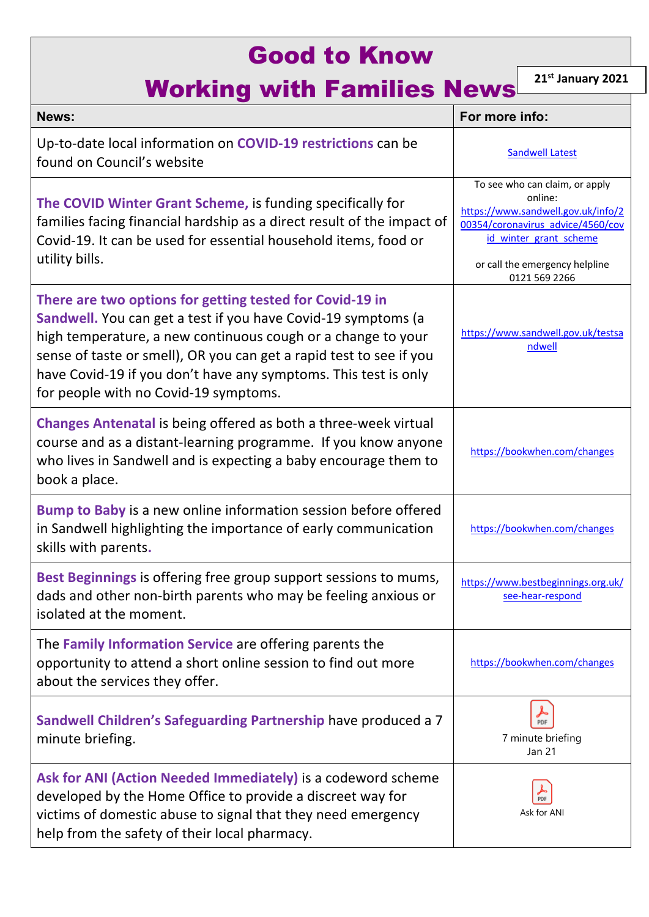# Good to Know

# Working with Families News

**21st January 2021**

| News: | For more info: |
|---|---|
| Up-to-date local information on **COVID-19 restrictions** can be found on Council's website | Sandwell Latest |
| **The COVID Winter Grant Scheme,** is funding specifically for families facing financial hardship as a direct result of the impact of Covid-19. It can be used for essential household items, food or utility bills. | To see who can claim, or apply online: https://www.sandwell.gov.uk/info/200354/coronavirus_advice/4560/covid_winter_grant_scheme<br><br>or call the emergency helpline 0121 569 2266 |
| **There are two options for getting tested for Covid-19 in Sandwell.** You can get a test if you have Covid-19 symptoms (a high temperature, a new continuous cough or a change to your sense of taste or smell), OR you can get a rapid test to see if you have Covid-19 if you don't have any symptoms. This test is only for people with no Covid-19 symptoms. | https://www.sandwell.gov.uk/testsandwell |
| **Changes Antenatal** is being offered as both a three-week virtual course and as a distant-learning programme. If you know anyone who lives in Sandwell and is expecting a baby encourage them to book a place. | https://bookwhen.com/changes |
| **Bump to Baby** is a new online information session before offered in Sandwell highlighting the importance of early communication skills with parents. | https://bookwhen.com/changes |
| **Best Beginnings** is offering free group support sessions to mums, dads and other non-birth parents who may be feeling anxious or isolated at the moment. | https://www.bestbeginnings.org.uk/see-hear-respond |
| The **Family Information Service** are offering parents the opportunity to attend a short online session to find out more about the services they offer. | https://bookwhen.com/changes |
| **Sandwell Children's Safeguarding Partnership** have produced a 7 minute briefing. | 7 minute briefing Jan 21 |
| **Ask for ANI (Action Needed Immediately)** is a codeword scheme developed by the Home Office to provide a discreet way for victims of domestic abuse to signal that they need emergency help from the safety of their local pharmacy. | Ask for ANI |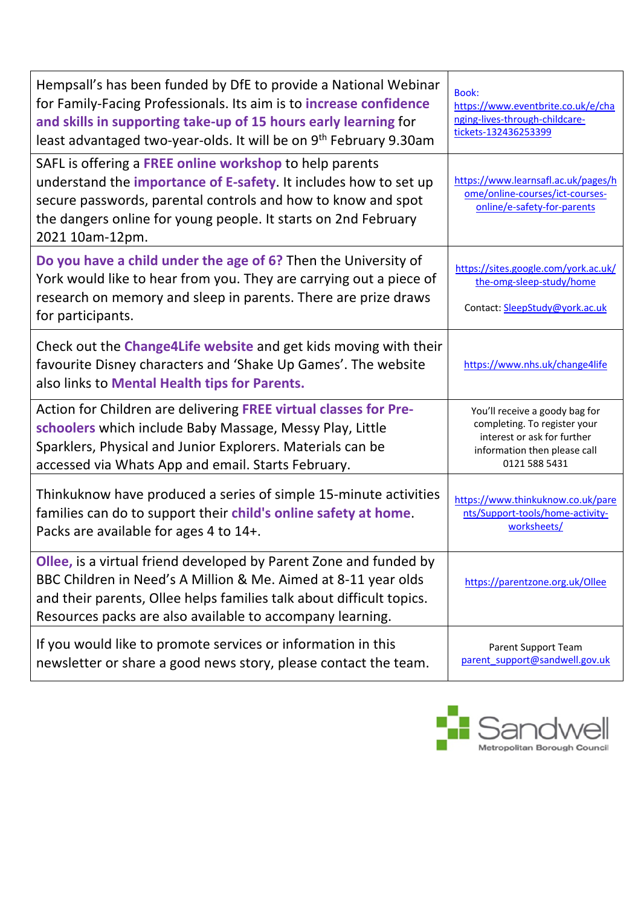| | |
|---|---|
| Hempsall's has been funded by DfE to provide a National Webinar for Family-Facing Professionals. Its aim is to **increase confidence and skills in supporting take-up of 15 hours early learning** for least advantaged two-year-olds. It will be on 9th February 9.30am | Book: https://www.eventbrite.co.uk/e/changing-lives-through-childcare-tickets-132436253399 |
| SAFL is offering a **FREE online workshop** to help parents understand the **importance of E-safety**. It includes how to set up secure passwords, parental controls and how to know and spot the dangers online for young people. It starts on 2nd February 2021 10am-12pm. | https://www.learnsafl.ac.uk/pages/home/online-courses/ict-courses-online/e-safety-for-parents |
| **Do you have a child under the age of 6?** Then the University of York would like to hear from you. They are carrying out a piece of research on memory and sleep in parents. There are prize draws for participants. | https://sites.google.com/york.ac.uk/the-omg-sleep-study/home<br><br>Contact: SleepStudy@york.ac.uk |
| Check out the **Change4Life website** and get kids moving with their favourite Disney characters and 'Shake Up Games'. The website also links to **Mental Health tips for Parents.** | https://www.nhs.uk/change4life |
| Action for Children are delivering **FREE virtual classes for Pre-schoolers** which include Baby Massage, Messy Play, Little Sparklers, Physical and Junior Explorers. Materials can be accessed via Whats App and email. Starts February. | You'll receive a goody bag for completing. To register your interest or ask for further information then please call 0121 588 5431 |
| Thinkuknow have produced a series of simple 15-minute activities families can do to support their **child's online safety at home**. Packs are available for ages 4 to 14+. | https://www.thinkuknow.co.uk/parents/Support-tools/home-activity-worksheets/ |
| **Ollee,** is a virtual friend developed by Parent Zone and funded by BBC Children in Need's A Million & Me. Aimed at 8-11 year olds and their parents, Ollee helps families talk about difficult topics. Resources packs are also available to accompany learning. | https://parentzone.org.uk/Ollee |
| If you would like to promote services or information in this newsletter or share a good news story, please contact the team. | Parent Support Team<br>parent_support@sandwell.gov.uk |

Sandwell Metropolitan Borough Council